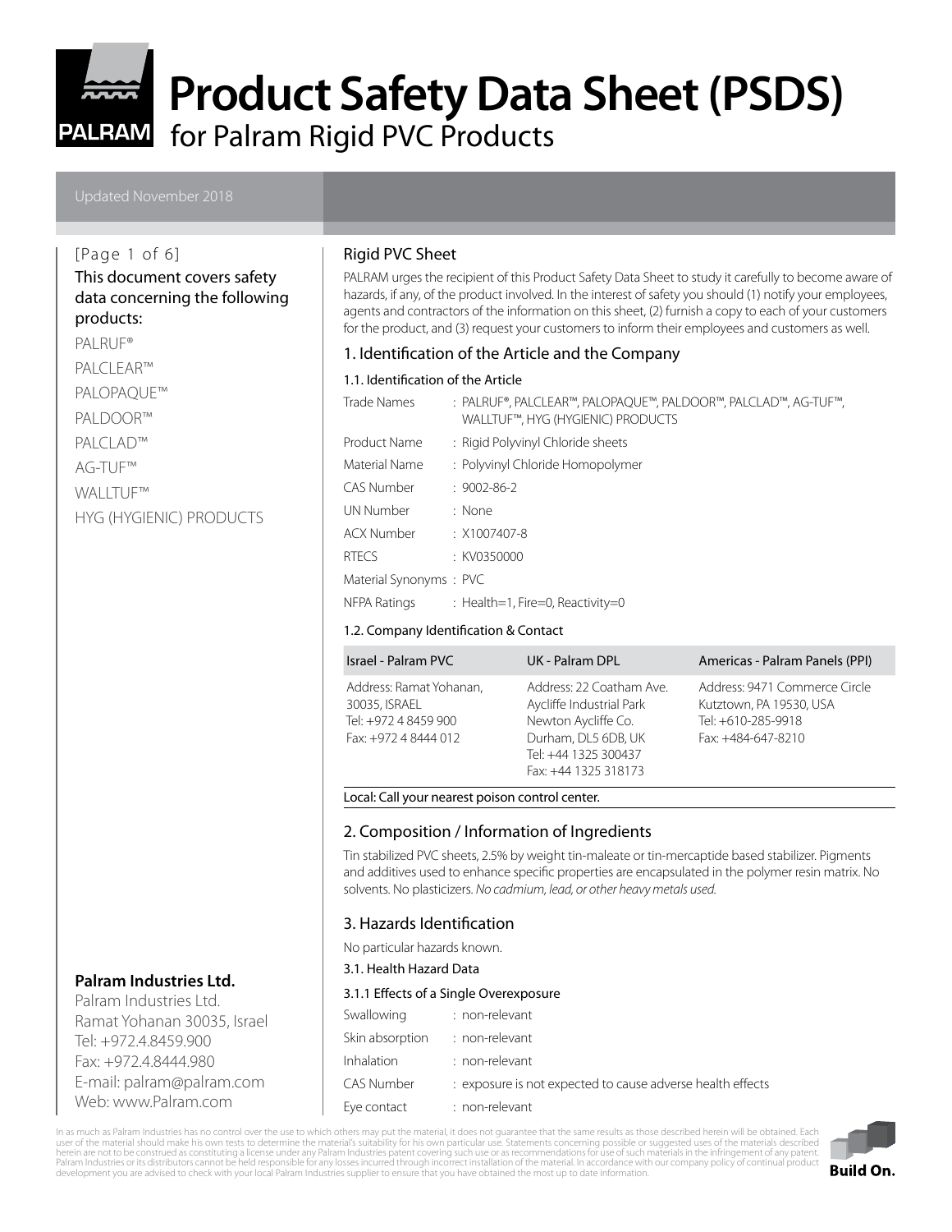# Product Safety Data Sheet (PSDS)

## for Palram Rigid PVC Products

Updated November 2018

This document covers safety data concerning the following products:

- PALRUF®
- PALCLEAR™
- PALOPAQUE™
- PALDOOR™
- PALCLAD™
- AG-TUF™
- WALLTUF™
- HYG (HYGIENIC) PRODUCTS

**Palram Industries Ltd.**
Palram Industries Ltd.
Ramat Yohanan 30035, Israel
Tel: +972.4.8459.900
Fax: +972.4.8444.980
E-mail: palram@palram.com
Web: www.Palram.com

## Rigid PVC Sheet

PALRAM urges the recipient of this Product Safety Data Sheet to study it carefully to become aware of hazards, if any, of the product involved. In the interest of safety you should (1) notify your employees, agents and contractors of the information on this sheet, (2) furnish a copy to each of your customers for the product, and (3) request your customers to inform their employees and customers as well.

## 1. Identification of the Article and the Company

### 1.1. Identification of the Article

| | |
|---|---|
| Trade Names | : PALRUF®, PALCLEAR™, PALOPAQUE™, PALDOOR™, PALCLAD™, AG-TUF™, WALLTUF™, HYG (HYGIENIC) PRODUCTS |
| Product Name | : Rigid Polyvinyl Chloride sheets |
| Material Name | : Polyvinyl Chloride Homopolymer |
| CAS Number | : 9002-86-2 |
| UN Number | : None |
| ACX Number | : X1007407-8 |
| RTECS | : KV0350000 |
| Material Synonyms | : PVC |
| NFPA Ratings | : Health=1, Fire=0, Reactivity=0 |

### 1.2. Company Identification & Contact

| Israel - Palram PVC | UK - Palram DPL | Americas - Palram Panels (PPI) |
|---|---|---|
| Address: Ramat Yohanan, 30035, ISRAEL<br>Tel: +972 4 8459 900<br>Fax: +972 4 8444 012 | Address: 22 Coatham Ave. Aycliffe Industrial Park Newton Aycliffe Co. Durham, DL5 6DB, UK<br>Tel: +44 1325 300437<br>Fax: +44 1325 318173 | Address: 9471 Commerce Circle Kutztown, PA 19530, USA<br>Tel: +610-285-9918<br>Fax: +484-647-8210 |

Local: Call your nearest poison control center.

## 2. Composition / Information of Ingredients

Tin stabilized PVC sheets, 2.5% by weight tin-maleate or tin-mercaptide based stabilizer. Pigments and additives used to enhance specific properties are encapsulated in the polymer resin matrix. No solvents. No plasticizers. *No cadmium, lead, or other heavy metals used.*

## 3. Hazards Identification

No particular hazards known.

### 3.1. Health Hazard Data

#### 3.1.1 Effects of a Single Overexposure

| | |
|---|---|
| Swallowing | : non-relevant |
| Skin absorption | : non-relevant |
| Inhalation | : non-relevant |
| CAS Number | : exposure is not expected to cause adverse health effects |
| Eye contact | : non-relevant |

In as much as Palram Industries has no control over the use to which others may put the material, it does not guarantee that the same results as those described herein will be obtained. Each user of the material should make his own tests to determine the material's suitability for his own particular use. Statements concerning possible or suggested uses of the materials described herein are not to be construed as constituting a license under any Palram Industries patent covering such use or as recommendations for use of such materials in the infringement of any patent. Palram Industries or its distributors cannot be held responsible for any losses incurred through incorrect installation of the material. In accordance with our company policy of continual product development you are advised to check with your local Palram Industries supplier to ensure that you have obtained the most up to date information.

Build On.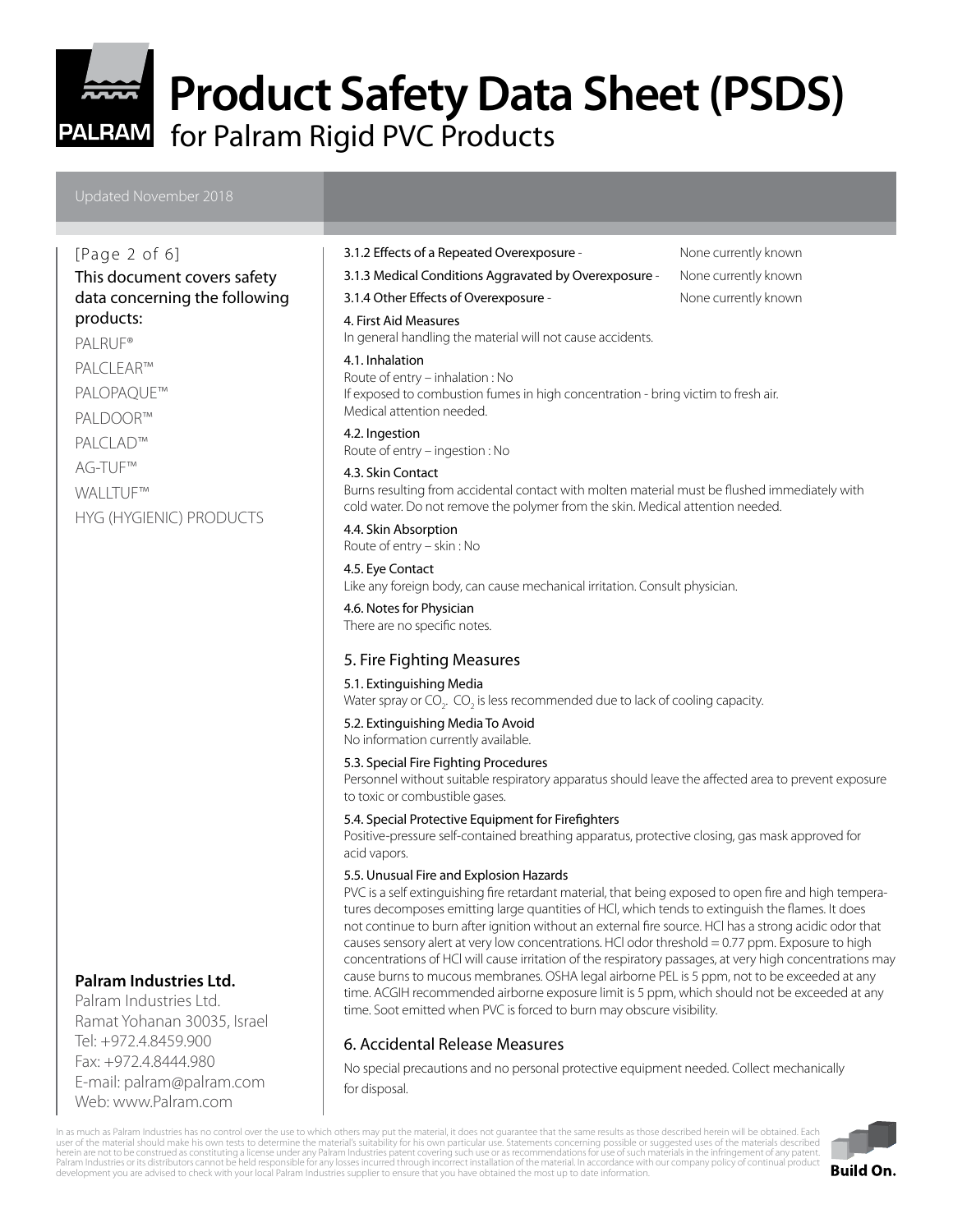# Product Safety Data Sheet (PSDS)

## for Palram Rigid PVC Products

Updated November 2018

This document covers safety data concerning the following products:

PALRUF®
PALCLEAR™
PALOPAQUE™
PALDOOR™
PALCLAD™
AG-TUF™
WALLTUF™
HYG (HYGIENIC) PRODUCTS

3.1.2 Effects of a Repeated Overexposure - None currently known

3.1.3 Medical Conditions Aggravated by Overexposure - None currently known

3.1.4 Other Effects of Overexposure - None currently known

### 4. First Aid Measures

In general handling the material will not cause accidents.

#### 4.1. Inhalation

Route of entry – inhalation : No
If exposed to combustion fumes in high concentration - bring victim to fresh air.
Medical attention needed.

#### 4.2. Ingestion

Route of entry – ingestion : No

#### 4.3. Skin Contact

Burns resulting from accidental contact with molten material must be flushed immediately with cold water. Do not remove the polymer from the skin. Medical attention needed.

#### 4.4. Skin Absorption

Route of entry – skin : No

#### 4.5. Eye Contact

Like any foreign body, can cause mechanical irritation. Consult physician.

#### 4.6. Notes for Physician

There are no specific notes.

### 5. Fire Fighting Measures

#### 5.1. Extinguishing Media

Water spray or $CO_2$. $CO_2$ is less recommended due to lack of cooling capacity.

#### 5.2. Extinguishing Media To Avoid

No information currently available.

#### 5.3. Special Fire Fighting Procedures

Personnel without suitable respiratory apparatus should leave the affected area to prevent exposure to toxic or combustible gases.

#### 5.4. Special Protective Equipment for Firefighters

Positive-pressure self-contained breathing apparatus, protective closing, gas mask approved for acid vapors.

#### 5.5. Unusual Fire and Explosion Hazards

PVC is a self extinguishing fire retardant material, that being exposed to open fire and high temperatures decomposes emitting large quantities of HCl, which tends to extinguish the flames. It does not continue to burn after ignition without an external fire source. HCl has a strong acidic odor that causes sensory alert at very low concentrations. HCl odor threshold = 0.77 ppm. Exposure to high concentrations of HCl will cause irritation of the respiratory passages, at very high concentrations may cause burns to mucous membranes. OSHA legal airborne PEL is 5 ppm, not to be exceeded at any time. ACGIH recommended airborne exposure limit is 5 ppm, which should not be exceeded at any time. Soot emitted when PVC is forced to burn may obscure visibility.

### 6. Accidental Release Measures

No special precautions and no personal protective equipment needed. Collect mechanically for disposal.

**Palram Industries Ltd.**

Palram Industries Ltd.
Ramat Yohanan 30035, Israel
Tel: +972.4.8459.900
Fax: +972.4.8444.980
E-mail: palram@palram.com
Web: www.Palram.com

In as much as Palram Industries has no control over the use to which others may put the material, it does not guarantee that the same results as those described herein will be obtained. Each user of the material should make his own tests to determine the material's suitability for his own particular use. Statements concerning possible or suggested uses of the materials described herein are not to be construed as constituting a license under any Palram Industries patent covering such use or as recommendations for use of such materials in the infringement of any patent. Palram Industries or its distributors cannot be held responsible for any losses incurred through incorrect installation of the material. In accordance with our company policy of continual product development you are advised to check with your local Palram Industries supplier to ensure that you have obtained the most up to date information.

Build On.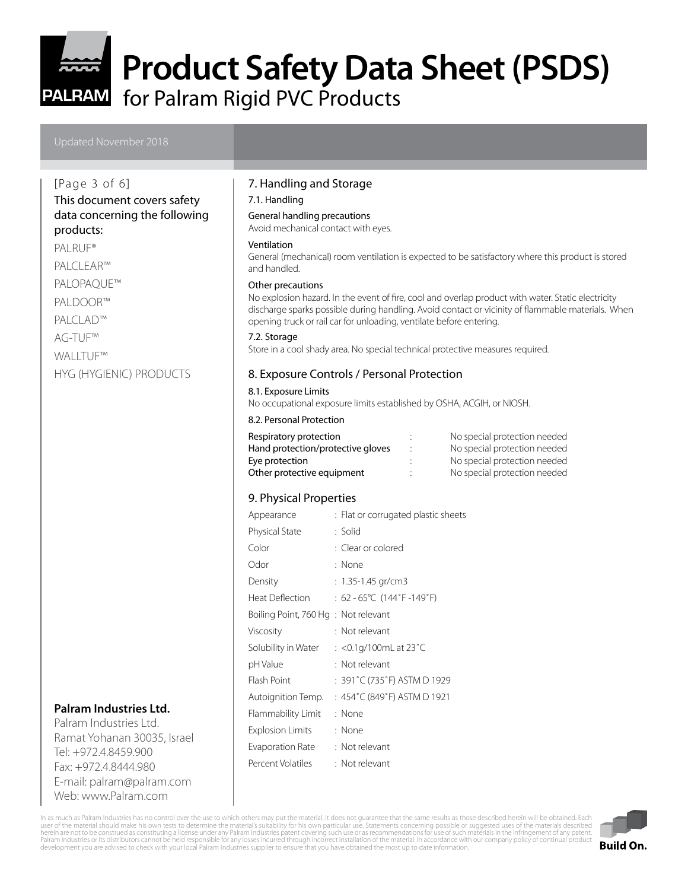# Product Safety Data Sheet (PSDS)

## for Palram Rigid PVC Products

Updated November 2018

This document covers safety data concerning the following products:

PALRUF®
PALCLEAR™
PALOPAQUE™
PALDOOR™
PALCLAD™
AG-TUF™
WALLTUF™
HYG (HYGIENIC) PRODUCTS

## 7. Handling and Storage

### 7.1. Handling

**General handling precautions**
Avoid mechanical contact with eyes.

**Ventilation**
General (mechanical) room ventilation is expected to be satisfactory where this product is stored and handled.

**Other precautions**
No explosion hazard. In the event of fire, cool and overlap product with water. Static electricity discharge sparks possible during handling. Avoid contact or vicinity of flammable materials. When opening truck or rail car for unloading, ventilate before entering.

### 7.2. Storage

Store in a cool shady area. No special technical protective measures required.

## 8. Exposure Controls / Personal Protection

### 8.1. Exposure Limits

No occupational exposure limits established by OSHA, ACGIH, or NIOSH.

### 8.2. Personal Protection

| | | |
|---|---|---|
| Respiratory protection | : | No special protection needed |
| Hand protection/protective gloves | : | No special protection needed |
| Eye protection | : | No special protection needed |
| Other protective equipment | : | No special protection needed |

## 9. Physical Properties

| | |
|---|---|
| Appearance | : Flat or corrugated plastic sheets |
| Physical State | : Solid |
| Color | : Clear or colored |
| Odor | : None |
| Density | : 1.35-1.45 gr/cm3 |
| Heat Deflection | : 62 - 65°C (144˚F -149˚F) |
| Boiling Point, 760 Hg | : Not relevant |
| Viscosity | : Not relevant |
| Solubility in Water | : <0.1g/100mL at 23˚C |
| pH Value | : Not relevant |
| Flash Point | : 391˚C (735˚F) ASTM D 1929 |
| Autoignition Temp. | : 454˚C (849˚F) ASTM D 1921 |
| Flammability Limit | : None |
| Explosion Limits | : None |
| Evaporation Rate | : Not relevant |
| Percent Volatiles | : Not relevant |

**Palram Industries Ltd.**
Palram Industries Ltd.
Ramat Yohanan 30035, Israel
Tel: +972.4.8459.900
Fax: +972.4.8444.980
E-mail: palram@palram.com
Web: www.Palram.com

In as much as Palram Industries has no control over the use to which others may put the material, it does not guarantee that the same results as those described herein will be obtained. Each user of the material should make his own tests to determine the material's suitability for his own particular use. Statements concerning possible or suggested uses of the materials described herein are not to be construed as constituting a license under any Palram Industries patent covering such use or as recommendations for use of such materials in the infringement of any patent. Palram Industries or its distributors cannot be held responsible for any losses incurred through incorrect installation of the material. In accordance with our company policy of continual product development you are advised to check with your local Palram Industries supplier to ensure that you have obtained the most up to date information.

Build On.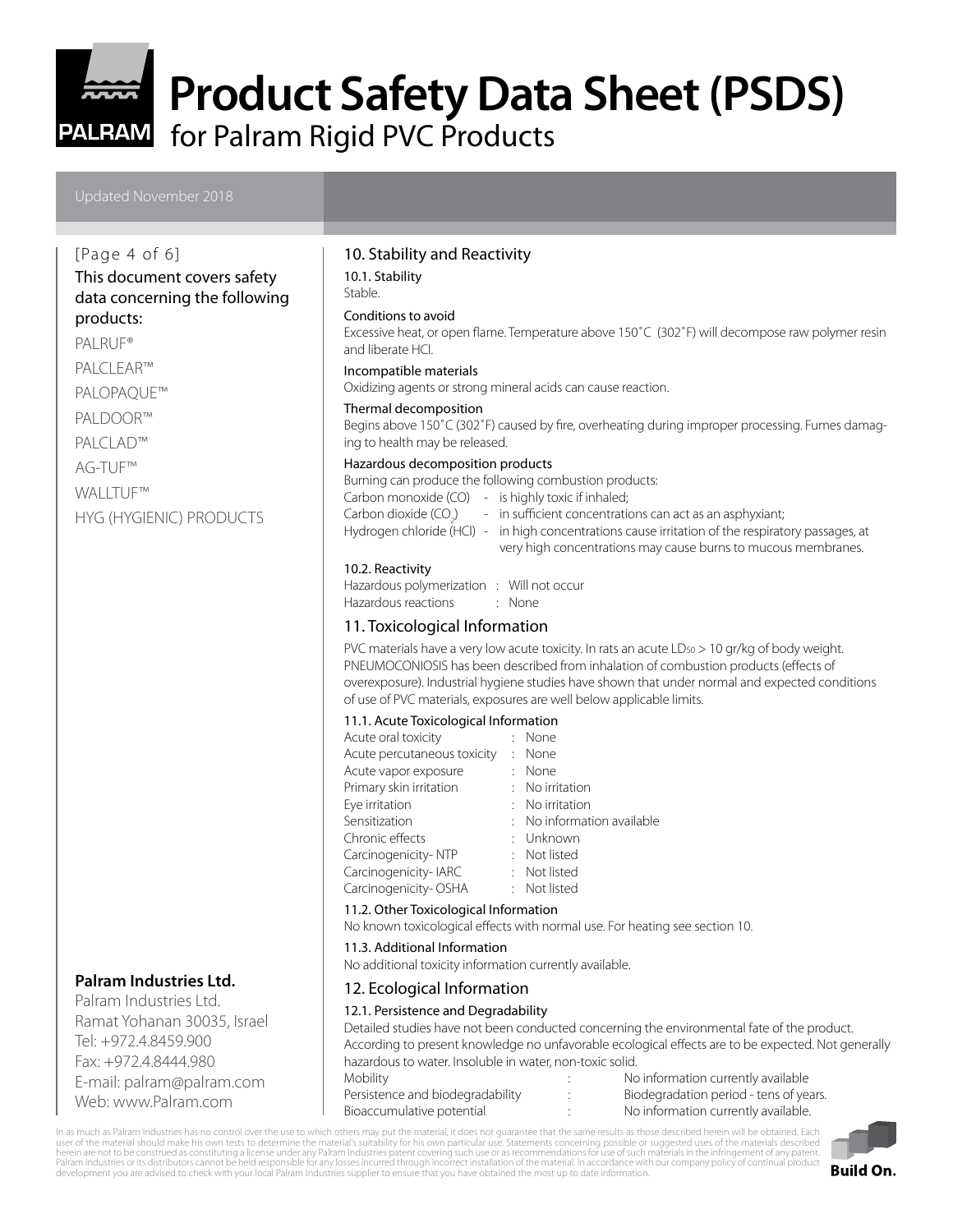# Product Safety Data Sheet (PSDS)

for Palram Rigid PVC Products

Updated November 2018

This document covers safety data concerning the following products:

PALRUF®
PALCLEAR™
PALOPAQUE™
PALDOOR™
PALCLAD™
AG-TUF™
WALLTUF™
HYG (HYGIENIC) PRODUCTS

**Palram Industries Ltd.**

Palram Industries Ltd.
Ramat Yohanan 30035, Israel
Tel: +972.4.8459.900
Fax: +972.4.8444.980
E-mail: palram@palram.com
Web: www.Palram.com

## 10. Stability and Reactivity

### 10.1. Stability

Stable.

**Conditions to avoid**

Excessive heat, or open flame. Temperature above 150˚C (302˚F) will decompose raw polymer resin and liberate HCl.

**Incompatible materials**

Oxidizing agents or strong mineral acids can cause reaction.

**Thermal decomposition**

Begins above 150˚C (302˚F) caused by fire, overheating during improper processing. Fumes damaging to health may be released.

**Hazardous decomposition products**

Burning can produce the following combustion products:

Carbon monoxide (CO) - is highly toxic if inhaled;
Carbon dioxide ($CO_2$) - in sufficient concentrations can act as an asphyxiant;
Hydrogen chloride (HCl) - in high concentrations cause irritation of the respiratory passages, at very high concentrations may cause burns to mucous membranes.

### 10.2. Reactivity

| | |
|---|---|
| Hazardous polymerization | : Will not occur |
| Hazardous reactions | : None |

## 11. Toxicological Information

PVC materials have a very low acute toxicity. In rats an acute $LD_{50}$ > 10 gr/kg of body weight. PNEUMOCONIOSIS has been described from inhalation of combustion products (effects of overexposure). Industrial hygiene studies have shown that under normal and expected conditions of use of PVC materials, exposures are well below applicable limits.

### 11.1. Acute Toxicological Information

| | |
|---|---|
| Acute oral toxicity | : None |
| Acute percutaneous toxicity | : None |
| Acute vapor exposure | : None |
| Primary skin irritation | : No irritation |
| Eye irritation | : No irritation |
| Sensitization | : No information available |
| Chronic effects | : Unknown |
| Carcinogenicity- NTP | : Not listed |
| Carcinogenicity- IARC | : Not listed |
| Carcinogenicity- OSHA | : Not listed |

### 11.2. Other Toxicological Information

No known toxicological effects with normal use. For heating see section 10.

### 11.3. Additional Information

No additional toxicity information currently available.

## 12. Ecological Information

### 12.1. Persistence and Degradability

Detailed studies have not been conducted concerning the environmental fate of the product. According to present knowledge no unfavorable ecological effects are to be expected. Not generally hazardous to water. Insoluble in water, non-toxic solid.

| | | |
|---|---|---|
| Mobility | : | No information currently available |
| Persistence and biodegradability | : | Biodegradation period - tens of years. |
| Bioaccumulative potential | : | No information currently available. |

In as much as Palram Industries has no control over the use to which others may put the material, it does not guarantee that the same results as those described herein will be obtained. Each user of the material should make his own tests to determine the material's suitability for his own particular use. Statements concerning possible or suggested uses of the materials described herein are not to be construed as constituting a license under any Palram Industries patent covering such use or as recommendations for use of such materials in the infringement of any patent. Palram Industries or its distributors cannot be held responsible for any losses incurred through incorrect installation of the material. In accordance with our company policy of continual product development you are advised to check with your local Palram Industries supplier to ensure that you have obtained the most up to date information.

Build On.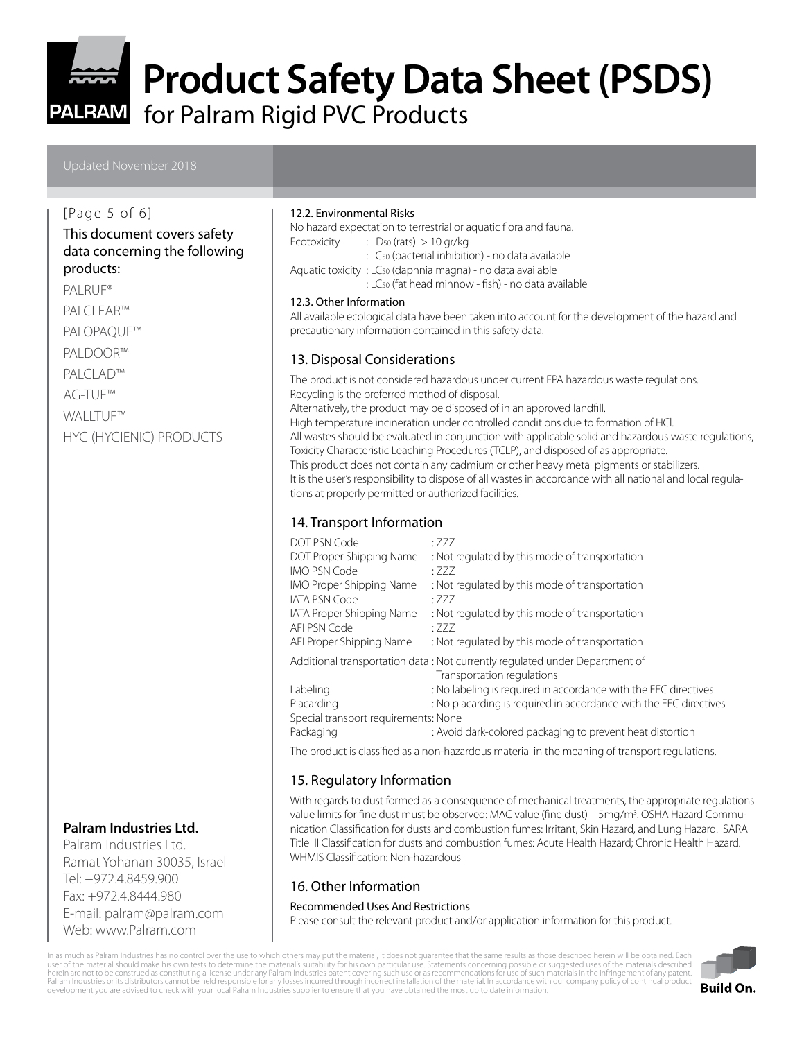# Product Safety Data Sheet (PSDS)

for Palram Rigid PVC Products

Updated November 2018

This document covers safety data concerning the following products:

PALRUF®

PALCLEAR™

PALOPAQUE™

PALDOOR™

PALCLAD™

AG-TUF™

WALLTUF™

HYG (HYGIENIC) PRODUCTS

**Palram Industries Ltd.**

Palram Industries Ltd.
Ramat Yohanan 30035, Israel
Tel: +972.4.8459.900
Fax: +972.4.8444.980
E-mail: palram@palram.com
Web: www.Palram.com

### 12.2. Environmental Risks

No hazard expectation to terrestrial or aquatic flora and fauna.

| | |
|---|---|
| Ecotoxicity | : $LD_{50}$ (rats) > 10 gr/kg |
| | : $LC_{50}$ (bacterial inhibition) - no data available |
| Aquatic toxicity | : $LC_{50}$ (daphnia magna) - no data available |
| | : $LC_{50}$ (fat head minnow - fish) - no data available |

### 12.3. Other Information

All available ecological data have been taken into account for the development of the hazard and precautionary information contained in this safety data.

## 13. Disposal Considerations

The product is not considered hazardous under current EPA hazardous waste regulations.
Recycling is the preferred method of disposal.
Alternatively, the product may be disposed of in an approved landfill.
High temperature incineration under controlled conditions due to formation of HCl.
All wastes should be evaluated in conjunction with applicable solid and hazardous waste regulations, Toxicity Characteristic Leaching Procedures (TCLP), and disposed of as appropriate.
This product does not contain any cadmium or other heavy metal pigments or stabilizers.
It is the user's responsibility to dispose of all wastes in accordance with all national and local regulations at properly permitted or authorized facilities.

## 14. Transport Information

| | |
|---|---|
| DOT PSN Code | : ZZZ |
| DOT Proper Shipping Name | : Not regulated by this mode of transportation |
| IMO PSN Code | : ZZZ |
| IMO Proper Shipping Name | : Not regulated by this mode of transportation |
| IATA PSN Code | : ZZZ |
| IATA Proper Shipping Name | : Not regulated by this mode of transportation |
| AFI PSN Code | : ZZZ |
| AFI Proper Shipping Name | : Not regulated by this mode of transportation |
| Additional transportation data | : Not currently regulated under Department of Transportation regulations |
| Labeling | : No labeling is required in accordance with the EEC directives |
| Placarding | : No placarding is required in accordance with the EEC directives |
| Special transport requirements | : None |
| Packaging | : Avoid dark-colored packaging to prevent heat distortion |

The product is classified as a non-hazardous material in the meaning of transport regulations.

## 15. Regulatory Information

With regards to dust formed as a consequence of mechanical treatments, the appropriate regulations value limits for fine dust must be observed: MAC value (fine dust) – 5mg/m³. OSHA Hazard Communication Classification for dusts and combustion fumes: Irritant, Skin Hazard, and Lung Hazard. SARA Title III Classification for dusts and combustion fumes: Acute Health Hazard; Chronic Health Hazard. WHMIS Classification: Non-hazardous

## 16. Other Information

### Recommended Uses And Restrictions

Please consult the relevant product and/or application information for this product.

In as much as Palram Industries has no control over the use to which others may put the material, it does not guarantee that the same results as those described herein will be obtained. Each user of the material should make his own tests to determine the material's suitability for his own particular use. Statements concerning possible or suggested uses of the materials described herein are not to be construed as constituting a license under any Palram Industries patent covering such use or as recommendations for use of such materials in the infringement of any patent. Palram Industries or its distributors cannot be held responsible for any losses incurred through incorrect installation of the material. In accordance with our company policy of continual product development you are advised to check with your local Palram Industries supplier to ensure that you have obtained the most up to date information.

Build On.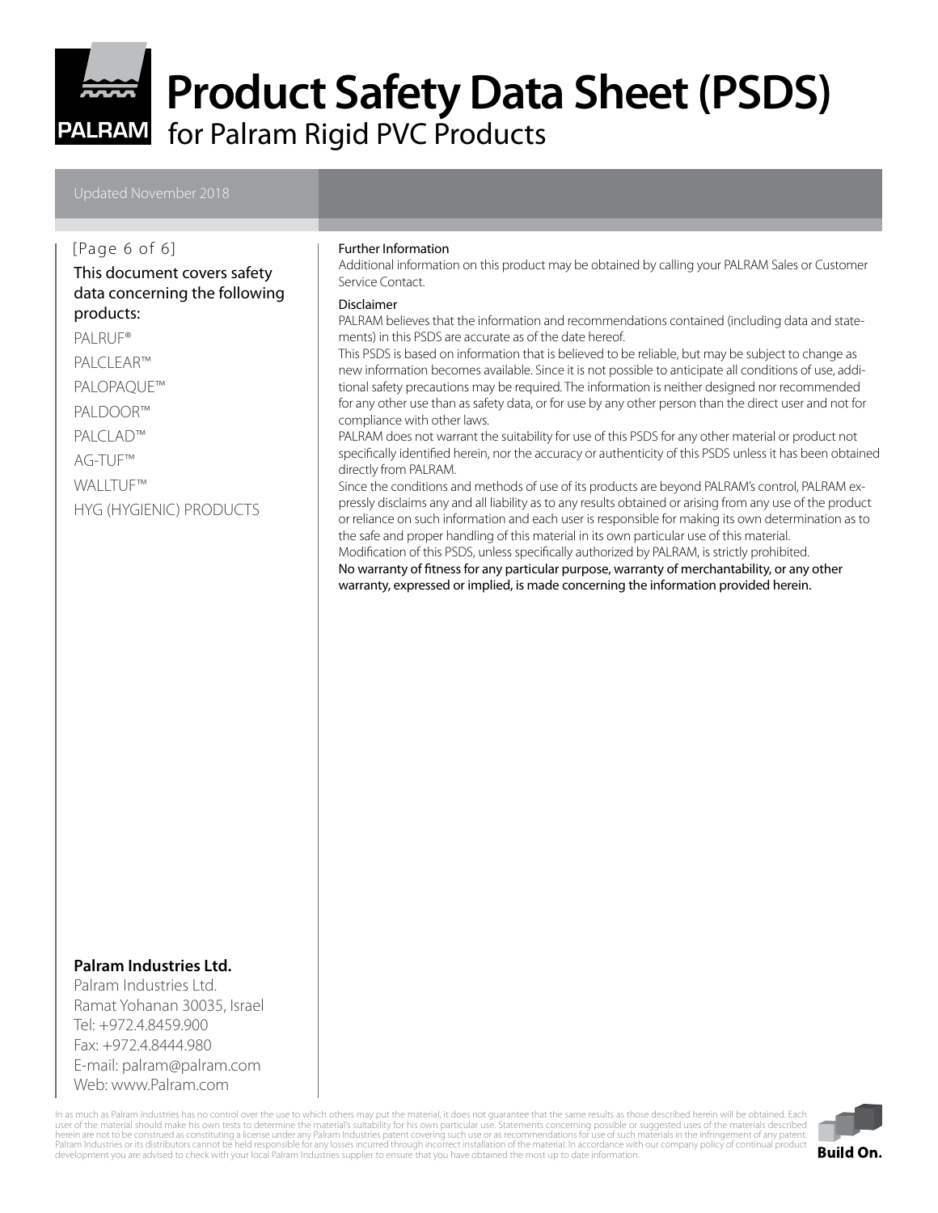# Product Safety Data Sheet (PSDS)

## for Palram Rigid PVC Products

Updated November 2018

This document covers safety data concerning the following products:

PALRUF®

PALCLEAR™

PALOPAQUE™

PALDOOR™

PALCLAD™

AG-TUF™

WALLTUF™

HYG (HYGIENIC) PRODUCTS

**Palram Industries Ltd.**

Palram Industries Ltd.
Ramat Yohanan 30035, Israel
Tel: +972.4.8459.900
Fax: +972.4.8444.980
E-mail: palram@palram.com
Web: www.Palram.com

### Further Information

Additional information on this product may be obtained by calling your PALRAM Sales or Customer Service Contact.

### Disclaimer

PALRAM believes that the information and recommendations contained (including data and statements) in this PSDS are accurate as of the date hereof.

This PSDS is based on information that is believed to be reliable, but may be subject to change as new information becomes available. Since it is not possible to anticipate all conditions of use, additional safety precautions may be required. The information is neither designed nor recommended for any other use than as safety data, or for use by any other person than the direct user and not for compliance with other laws.

PALRAM does not warrant the suitability for use of this PSDS for any other material or product not specifically identified herein, nor the accuracy or authenticity of this PSDS unless it has been obtained directly from PALRAM.

Since the conditions and methods of use of its products are beyond PALRAM's control, PALRAM expressly disclaims any and all liability as to any results obtained or arising from any use of the product or reliance on such information and each user is responsible for making its own determination as to the safe and proper handling of this material in its own particular use of this material.

Modification of this PSDS, unless specifically authorized by PALRAM, is strictly prohibited.

No warranty of fitness for any particular purpose, warranty of merchantability, or any other warranty, expressed or implied, is made concerning the information provided herein.

In as much as Palram Industries has no control over the use to which others may put the material, it does not guarantee that the same results as those described herein will be obtained. Each user of the material should make his own tests to determine the material's suitability for his own particular use. Statements concerning possible or suggested uses of the materials described herein are not to be construed as constituting a license under any Palram Industries patent covering such use or as recommendations for use of such materials in the infringement of any patent. Palram Industries or its distributors cannot be held responsible for any losses incurred through incorrect installation of the material. In accordance with our company policy of continual product development you are advised to check with your local Palram Industries supplier to ensure that you have obtained the most up to date information.

Build On.